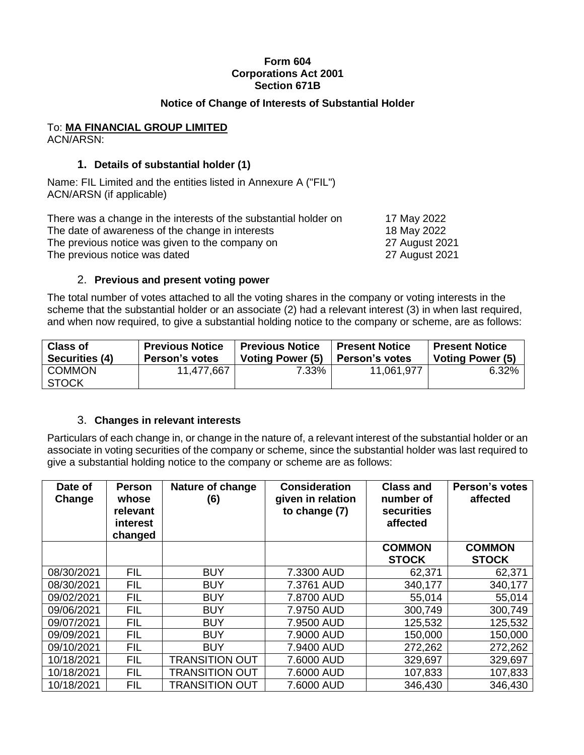**Form 604**
**Corporations Act 2001**
**Section 671B**

## Notice of Change of Interests of Substantial Holder

To: **MA FINANCIAL GROUP LIMITED**
ACN/ARSN:

### 1. Details of substantial holder (1)

Name: FIL Limited and the entities listed in Annexure A ("FIL")
ACN/ARSN (if applicable)

| | |
|---|---|
| There was a change in the interests of the substantial holder on | 17 May 2022 |
| The date of awareness of the change in interests | 18 May 2022 |
| The previous notice was given to the company on | 27 August 2021 |
| The previous notice was dated | 27 August 2021 |

### 2. Previous and present voting power

The total number of votes attached to all the voting shares in the company or voting interests in the scheme that the substantial holder or an associate (2) had a relevant interest (3) in when last required, and when now required, to give a substantial holding notice to the company or scheme, are as follows:

| Class of Securities (4) | Previous Notice Person's votes | Previous Notice Voting Power (5) | Present Notice Person's votes | Present Notice Voting Power (5) |
|---|---|---|---|---|
| COMMON STOCK | 11,477,667 | 7.33% | 11,061,977 | 6.32% |

### 3. Changes in relevant interests

Particulars of each change in, or change in the nature of, a relevant interest of the substantial holder or an associate in voting securities of the company or scheme, since the substantial holder was last required to give a substantial holding notice to the company or scheme are as follows:

| Date of Change | Person whose relevant interest changed | Nature of change (6) | Consideration given in relation to change (7) | Class and number of securities affected | Person's votes affected |
|---|---|---|---|---|---|
| | | | | **COMMON STOCK** | **COMMON STOCK** |
| 08/30/2021 | FIL | BUY | 7.3300 AUD | 62,371 | 62,371 |
| 08/30/2021 | FIL | BUY | 7.3761 AUD | 340,177 | 340,177 |
| 09/02/2021 | FIL | BUY | 7.8700 AUD | 55,014 | 55,014 |
| 09/06/2021 | FIL | BUY | 7.9750 AUD | 300,749 | 300,749 |
| 09/07/2021 | FIL | BUY | 7.9500 AUD | 125,532 | 125,532 |
| 09/09/2021 | FIL | BUY | 7.9000 AUD | 150,000 | 150,000 |
| 09/10/2021 | FIL | BUY | 7.9400 AUD | 272,262 | 272,262 |
| 10/18/2021 | FIL | TRANSITION OUT | 7.6000 AUD | 329,697 | 329,697 |
| 10/18/2021 | FIL | TRANSITION OUT | 7.6000 AUD | 107,833 | 107,833 |
| 10/18/2021 | FIL | TRANSITION OUT | 7.6000 AUD | 346,430 | 346,430 |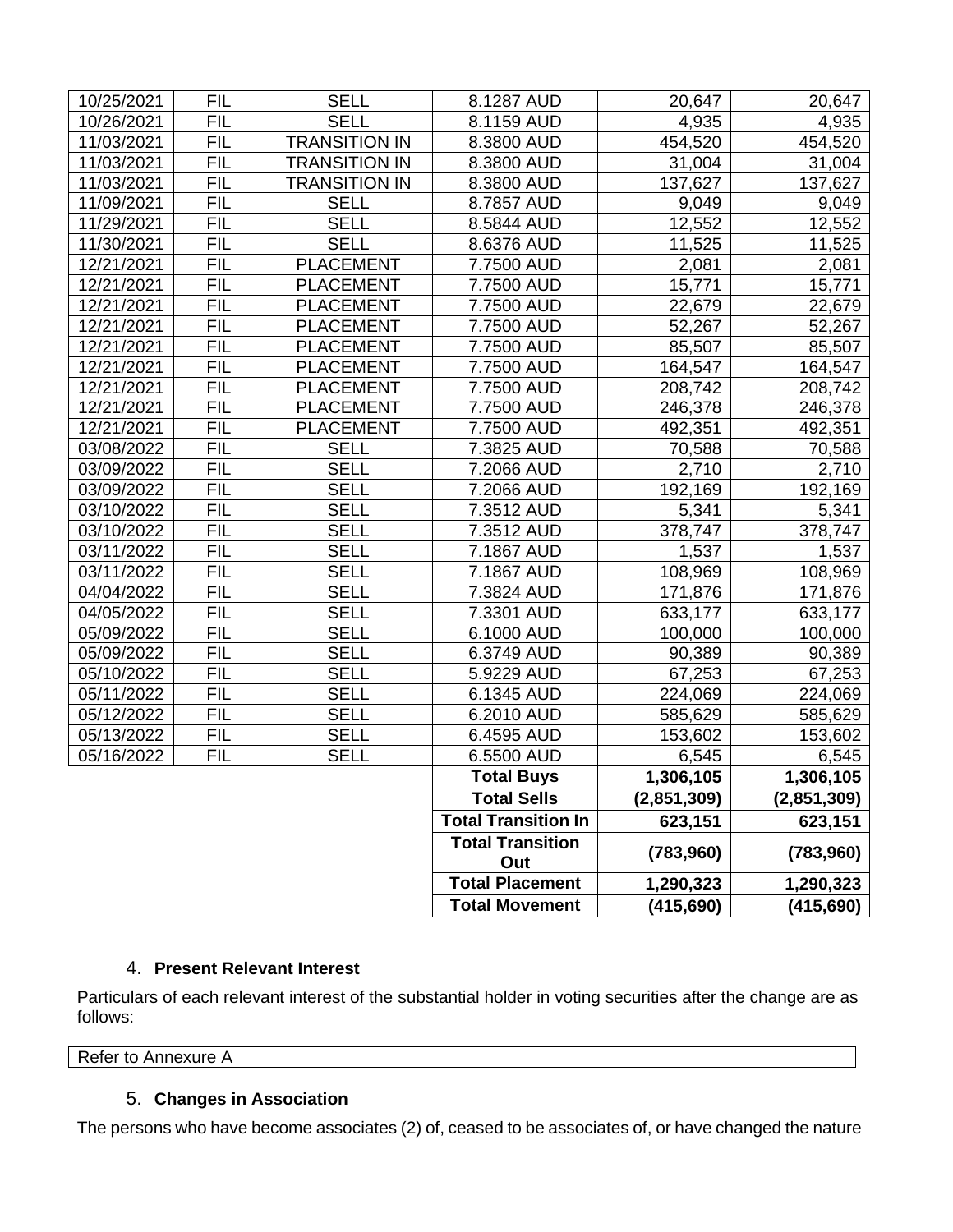| | | | | | |
|---|---|---|---|---|---|
| 10/25/2021 | FIL | SELL | 8.1287 AUD | 20,647 | 20,647 |
| 10/26/2021 | FIL | SELL | 8.1159 AUD | 4,935 | 4,935 |
| 11/03/2021 | FIL | TRANSITION IN | 8.3800 AUD | 454,520 | 454,520 |
| 11/03/2021 | FIL | TRANSITION IN | 8.3800 AUD | 31,004 | 31,004 |
| 11/03/2021 | FIL | TRANSITION IN | 8.3800 AUD | 137,627 | 137,627 |
| 11/09/2021 | FIL | SELL | 8.7857 AUD | 9,049 | 9,049 |
| 11/29/2021 | FIL | SELL | 8.5844 AUD | 12,552 | 12,552 |
| 11/30/2021 | FIL | SELL | 8.6376 AUD | 11,525 | 11,525 |
| 12/21/2021 | FIL | PLACEMENT | 7.7500 AUD | 2,081 | 2,081 |
| 12/21/2021 | FIL | PLACEMENT | 7.7500 AUD | 15,771 | 15,771 |
| 12/21/2021 | FIL | PLACEMENT | 7.7500 AUD | 22,679 | 22,679 |
| 12/21/2021 | FIL | PLACEMENT | 7.7500 AUD | 52,267 | 52,267 |
| 12/21/2021 | FIL | PLACEMENT | 7.7500 AUD | 85,507 | 85,507 |
| 12/21/2021 | FIL | PLACEMENT | 7.7500 AUD | 164,547 | 164,547 |
| 12/21/2021 | FIL | PLACEMENT | 7.7500 AUD | 208,742 | 208,742 |
| 12/21/2021 | FIL | PLACEMENT | 7.7500 AUD | 246,378 | 246,378 |
| 12/21/2021 | FIL | PLACEMENT | 7.7500 AUD | 492,351 | 492,351 |
| 03/08/2022 | FIL | SELL | 7.3825 AUD | 70,588 | 70,588 |
| 03/09/2022 | FIL | SELL | 7.2066 AUD | 2,710 | 2,710 |
| 03/09/2022 | FIL | SELL | 7.2066 AUD | 192,169 | 192,169 |
| 03/10/2022 | FIL | SELL | 7.3512 AUD | 5,341 | 5,341 |
| 03/10/2022 | FIL | SELL | 7.3512 AUD | 378,747 | 378,747 |
| 03/11/2022 | FIL | SELL | 7.1867 AUD | 1,537 | 1,537 |
| 03/11/2022 | FIL | SELL | 7.1867 AUD | 108,969 | 108,969 |
| 04/04/2022 | FIL | SELL | 7.3824 AUD | 171,876 | 171,876 |
| 04/05/2022 | FIL | SELL | 7.3301 AUD | 633,177 | 633,177 |
| 05/09/2022 | FIL | SELL | 6.1000 AUD | 100,000 | 100,000 |
| 05/09/2022 | FIL | SELL | 6.3749 AUD | 90,389 | 90,389 |
| 05/10/2022 | FIL | SELL | 5.9229 AUD | 67,253 | 67,253 |
| 05/11/2022 | FIL | SELL | 6.1345 AUD | 224,069 | 224,069 |
| 05/12/2022 | FIL | SELL | 6.2010 AUD | 585,629 | 585,629 |
| 05/13/2022 | FIL | SELL | 6.4595 AUD | 153,602 | 153,602 |
| 05/16/2022 | FIL | SELL | 6.5500 AUD | 6,545 | 6,545 |
| | | | **Total Buys** | **1,306,105** | **1,306,105** |
| | | | **Total Sells** | **(2,851,309)** | **(2,851,309)** |
| | | | **Total Transition In** | **623,151** | **623,151** |
| | | | **Total Transition Out** | **(783,960)** | **(783,960)** |
| | | | **Total Placement** | **1,290,323** | **1,290,323** |
| | | | **Total Movement** | **(415,690)** | **(415,690)** |

### 4. **Present Relevant Interest**

Particulars of each relevant interest of the substantial holder in voting securities after the change are as follows:

| Refer to Annexure A |
|---|

### 5. **Changes in Association**

The persons who have become associates (2) of, ceased to be associates of, or have changed the nature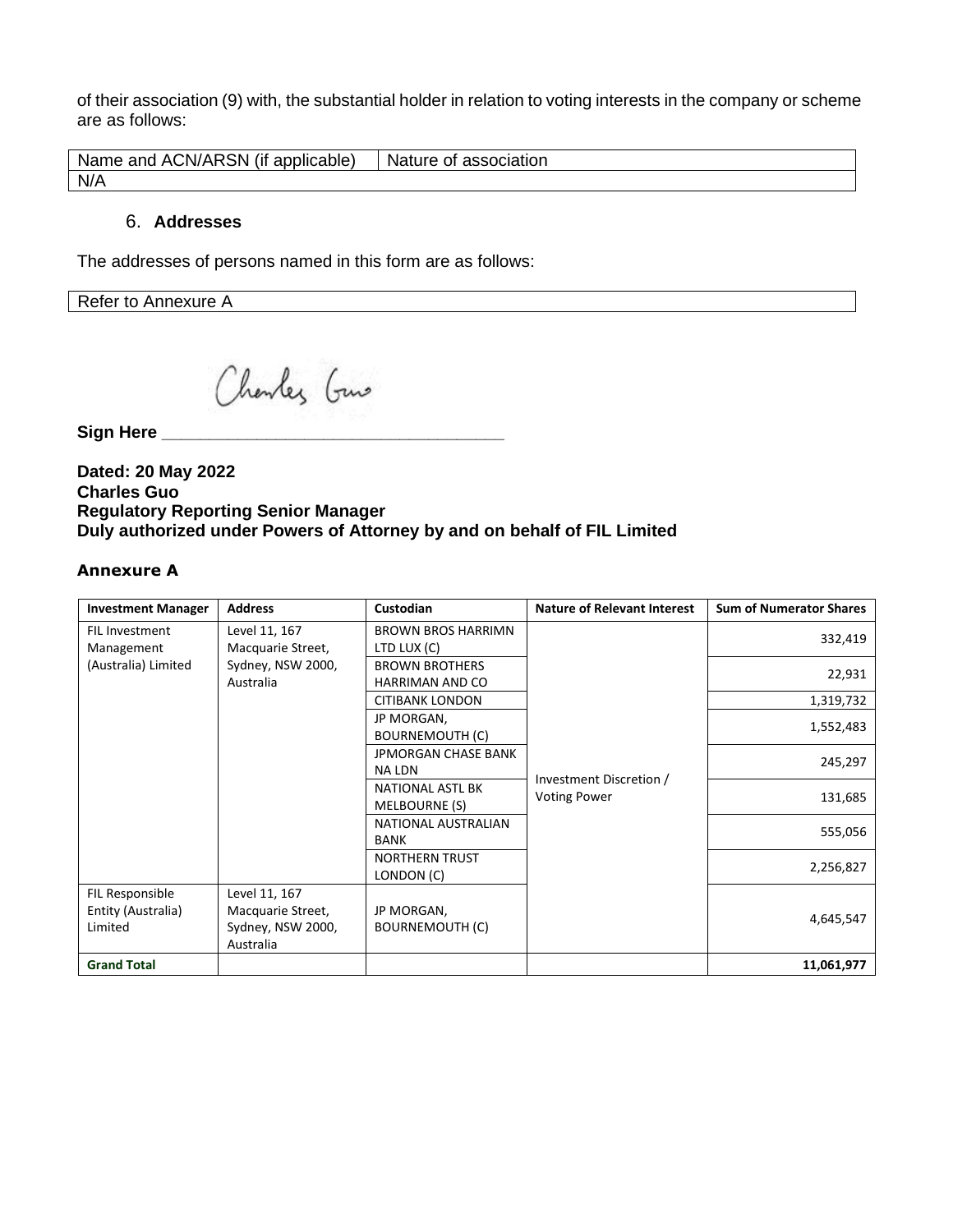of their association (9) with, the substantial holder in relation to voting interests in the company or scheme are as follows:

| Name and ACN/ARSN (if applicable) | Nature of association |
|---|---|
| N/A | |

6. **Addresses**

The addresses of persons named in this form are as follows:

| |
|---|
| Refer to Annexure A |

Charles Guo

**Sign Here** ___________________________________

**Dated: 20 May 2022**
**Charles Guo**
**Regulatory Reporting Senior Manager**
**Duly authorized under Powers of Attorney by and on behalf of FIL Limited**

### Annexure A

| Investment Manager | Address | Custodian | Nature of Relevant Interest | Sum of Numerator Shares |
|---|---|---|---|---|
| FIL Investment Management (Australia) Limited | Level 11, 167 Macquarie Street, Sydney, NSW 2000, Australia | BROWN BROS HARRIMN LTD LUX (C) | Investment Discretion / Voting Power | 332,419 |
| | | BROWN BROTHERS HARRIMAN AND CO | | 22,931 |
| | | CITIBANK LONDON | | 1,319,732 |
| | | JP MORGAN, BOURNEMOUTH (C) | | 1,552,483 |
| | | JPMORGAN CHASE BANK NA LDN | | 245,297 |
| | | NATIONAL ASTL BK MELBOURNE (S) | | 131,685 |
| | | NATIONAL AUSTRALIAN BANK | | 555,056 |
| | | NORTHERN TRUST LONDON (C) | | 2,256,827 |
| FIL Responsible Entity (Australia) Limited | Level 11, 167 Macquarie Street, Sydney, NSW 2000, Australia | JP MORGAN, BOURNEMOUTH (C) | | 4,645,547 |
| **Grand Total** | | | | **11,061,977** |